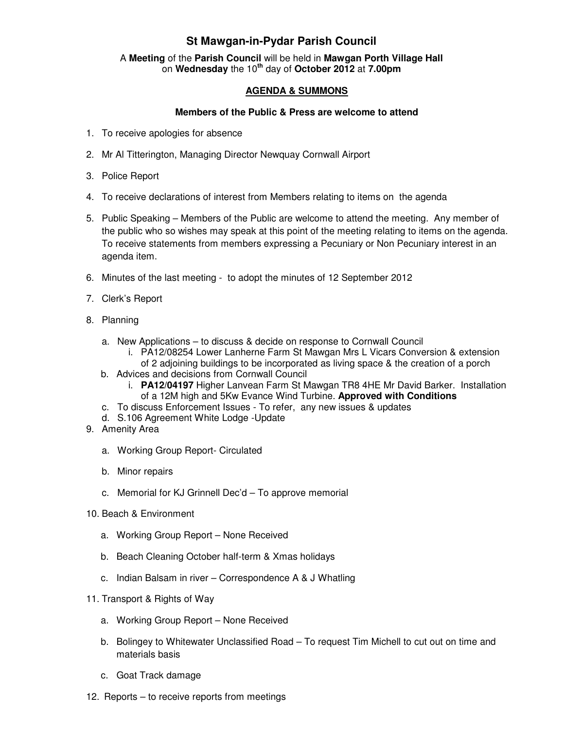# St Mawgan-in-Pydar Parish Council

A **Meeting** of the **Parish Council** will be held in **Mawgan Porth Village Hall** on **Wednesday** the 10th day of **October 2012** at **7.00pm**

## AGENDA & SUMMONS

**Members of the Public & Press are welcome to attend**

1. To receive apologies for absence
2. Mr Al Titterington, Managing Director Newquay Cornwall Airport
3. Police Report
4. To receive declarations of interest from Members relating to items on the agenda
5. Public Speaking – Members of the Public are welcome to attend the meeting. Any member of the public who so wishes may speak at this point of the meeting relating to items on the agenda. To receive statements from members expressing a Pecuniary or Non Pecuniary interest in an agenda item.
6. Minutes of the last meeting - to adopt the minutes of 12 September 2012
7. Clerk's Report
8. Planning
   a. New Applications – to discuss & decide on response to Cornwall Council
      i. PA12/08254 Lower Lanherne Farm St Mawgan Mrs L Vicars Conversion & extension of 2 adjoining buildings to be incorporated as living space & the creation of a porch
   b. Advices and decisions from Cornwall Council
      i. **PA12/04197** Higher Lanvean Farm St Mawgan TR8 4HE Mr David Barker. Installation of a 12M high and 5Kw Evance Wind Turbine. **Approved with Conditions**
   c. To discuss Enforcement Issues - To refer, any new issues & updates
   d. S.106 Agreement White Lodge -Update
9. Amenity Area
   a. Working Group Report- Circulated
   b. Minor repairs
   c. Memorial for KJ Grinnell Dec'd – To approve memorial
10. Beach & Environment
    a. Working Group Report – None Received
    b. Beach Cleaning October half-term & Xmas holidays
    c. Indian Balsam in river – Correspondence A & J Whatling
11. Transport & Rights of Way
    a. Working Group Report – None Received
    b. Bolingey to Whitewater Unclassified Road – To request Tim Michell to cut out on time and materials basis
    c. Goat Track damage
12. Reports – to receive reports from meetings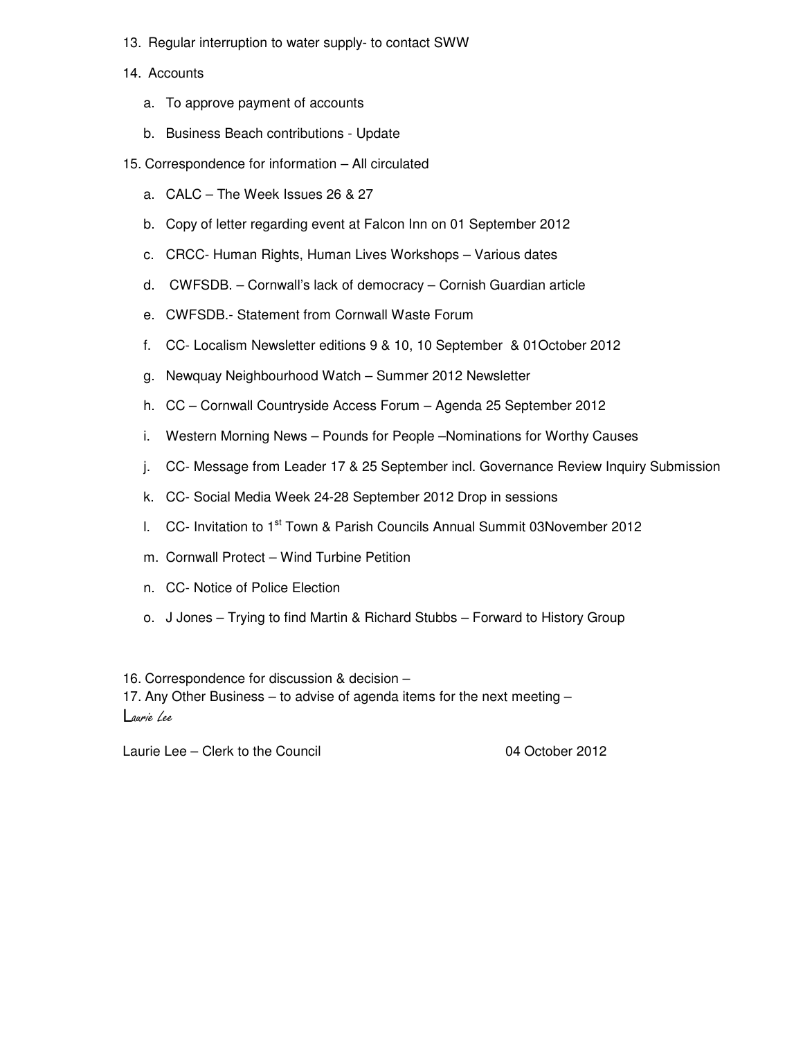13. Regular interruption to water supply- to contact SWW

14. Accounts

    a. To approve payment of accounts

    b. Business Beach contributions - Update

15. Correspondence for information – All circulated

    a. CALC – The Week Issues 26 & 27

    b. Copy of letter regarding event at Falcon Inn on 01 September 2012

    c. CRCC- Human Rights, Human Lives Workshops – Various dates

    d. CWFSDB. – Cornwall's lack of democracy – Cornish Guardian article

    e. CWFSDB.- Statement from Cornwall Waste Forum

    f. CC- Localism Newsletter editions 9 & 10, 10 September & 01October 2012

    g. Newquay Neighbourhood Watch – Summer 2012 Newsletter

    h. CC – Cornwall Countryside Access Forum – Agenda 25 September 2012

    i. Western Morning News – Pounds for People –Nominations for Worthy Causes

    j. CC- Message from Leader 17 & 25 September incl. Governance Review Inquiry Submission

    k. CC- Social Media Week 24-28 September 2012 Drop in sessions

    l. CC- Invitation to 1st Town & Parish Councils Annual Summit 03November 2012

    m. Cornwall Protect – Wind Turbine Petition

    n. CC- Notice of Police Election

    o. J Jones – Trying to find Martin & Richard Stubbs – Forward to History Group

16. Correspondence for discussion & decision –

17. Any Other Business – to advise of agenda items for the next meeting –

*Laurie Lee*

Laurie Lee – Clerk to the Council 04 October 2012